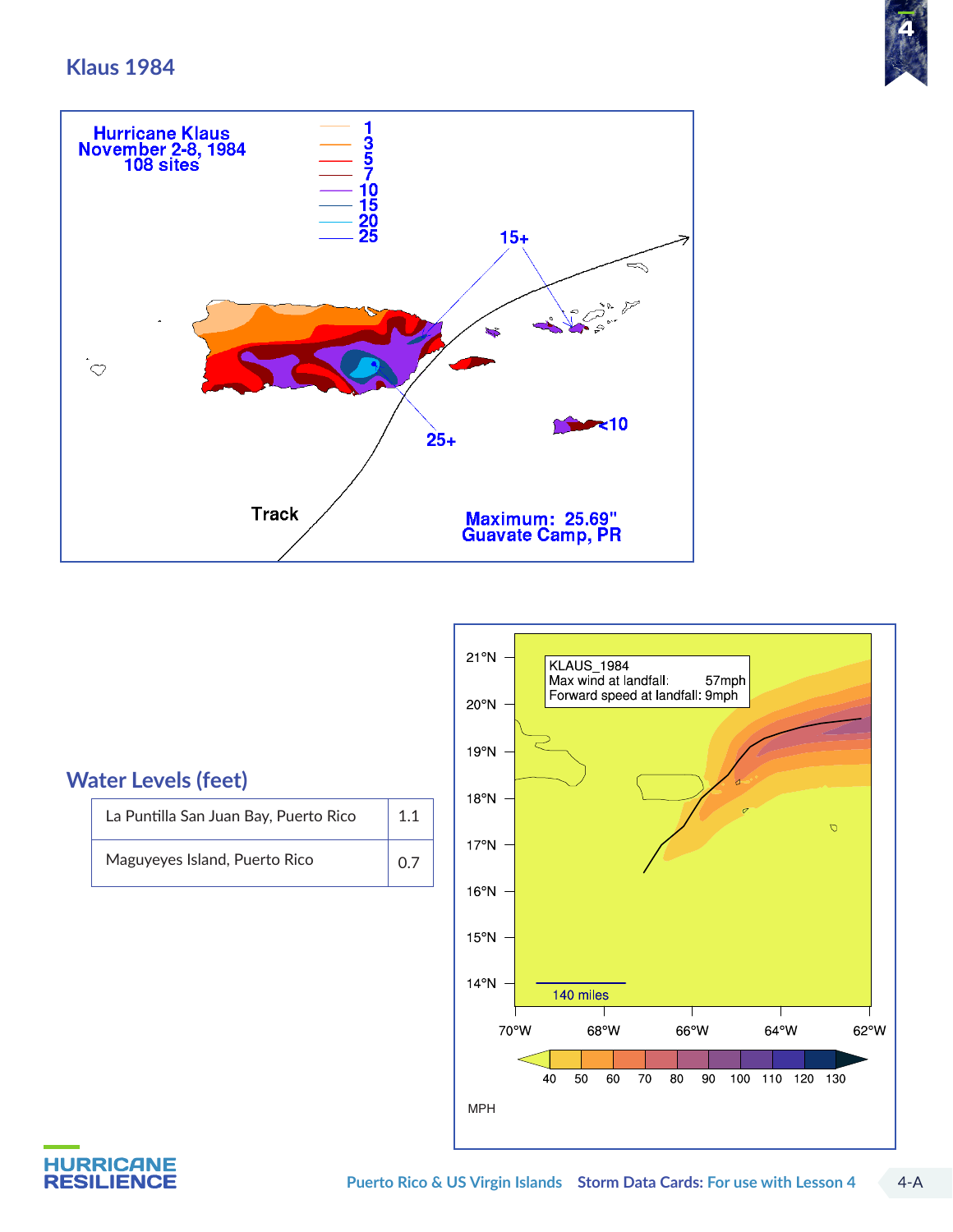## Klaus 1984

Hurricane Klaus
November 2-8, 1984
108 sites

1
3
5
7
10
15
20
25

15+

25+

<10

Track

Maximum: 25.69"
Guavate Camp, PR

## Water Levels (feet)

| | |
|---|---|
| La Puntilla San Juan Bay, Puerto Rico | 1.1 |
| Maguyeyes Island, Puerto Rico | 0.7 |

KLAUS_1984
Max wind at landfall: 57mph
Forward speed at landfall: 9mph

21°N
20°N
19°N
18°N
17°N
16°N
15°N
14°N

140 miles

70°W 68°W 66°W 64°W 62°W

40 50 60 70 80 90 100 110 120 130

MPH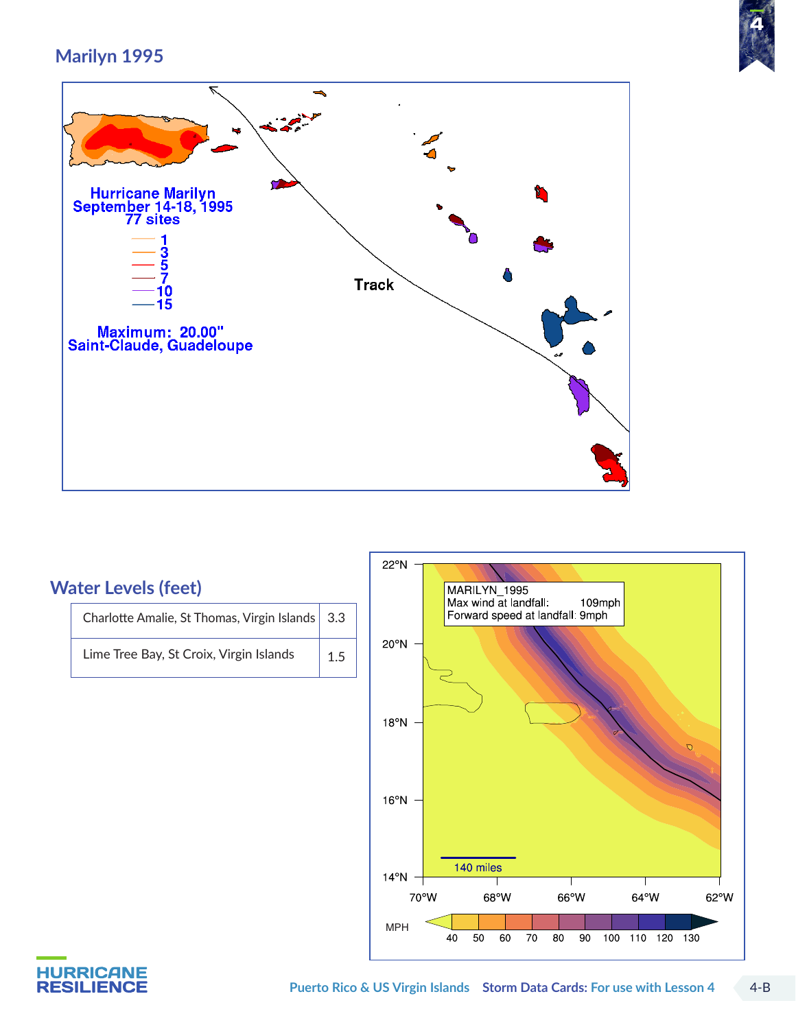## Marilyn 1995

Hurricane Marilyn
September 14-18, 1995
77 sites

1
3
5
7
10
15

Maximum: 20.00"
Saint-Claude, Guadeloupe

Track

## Water Levels (feet)

| Charlotte Amalie, St Thomas, Virgin Islands | 3.3 |
| --- | --- |
| Lime Tree Bay, St Croix, Virgin Islands | 1.5 |

MARILYN_1995
Max wind at landfall: 109mph
Forward speed at landfall: 9mph

22°N
20°N
18°N
16°N
14°N

140 miles

70°W 68°W 66°W 64°W 62°W

MPH 40 50 60 70 80 90 100 110 120 130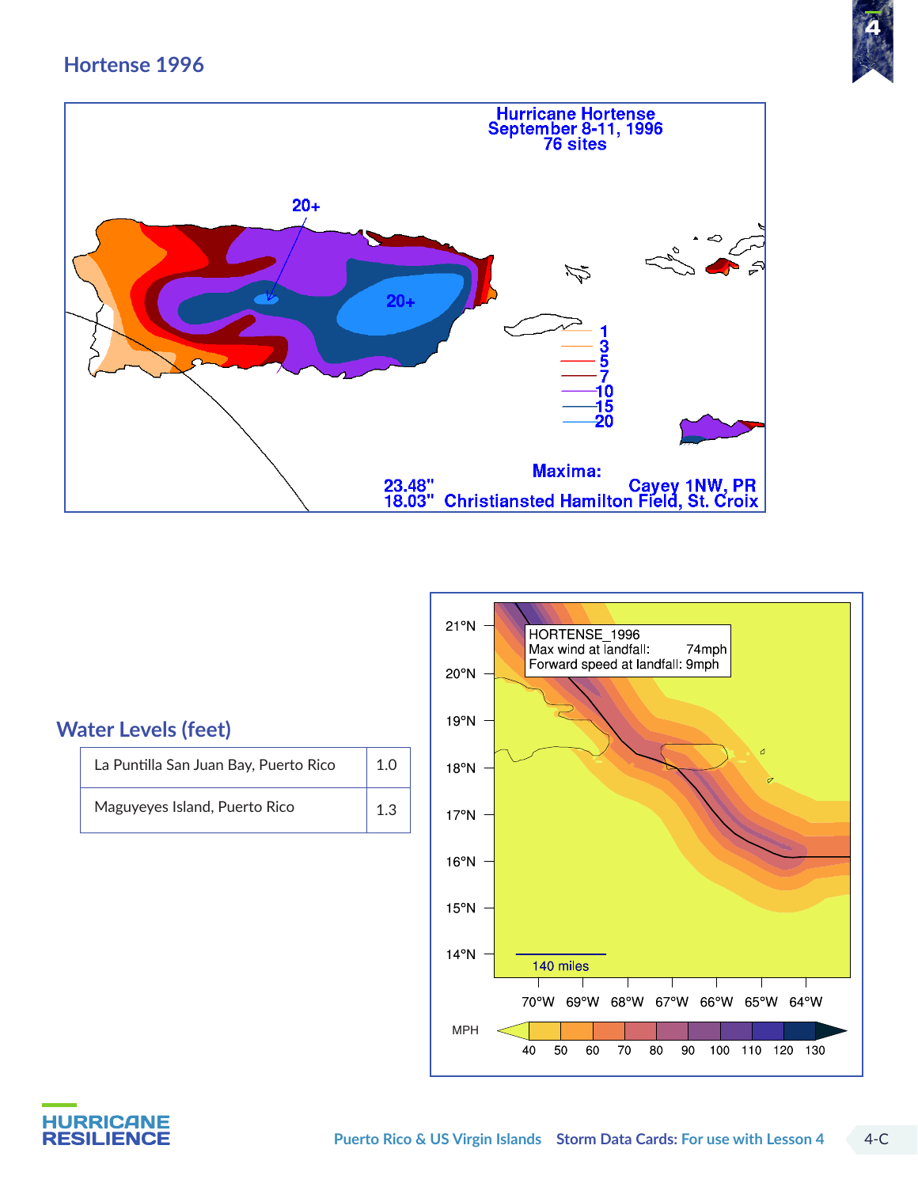# Hortense 1996

Hurricane Hortense
September 8-11, 1996
76 sites

20+

20+

1
3
5
7
10
15
20

Maxima:
23.48" Cayey 1NW, PR
18.03" Christiansted Hamilton Field, St. Croix

## Water Levels (feet)

| | |
|---|---|
| La Puntilla San Juan Bay, Puerto Rico | 1.0 |
| Maguyeyes Island, Puerto Rico | 1.3 |

HORTENSE_1996
Max wind at landfall: 74mph
Forward speed at landfall: 9mph

140 miles

MPH: 40, 50, 60, 70, 80, 90, 100, 110, 120, 130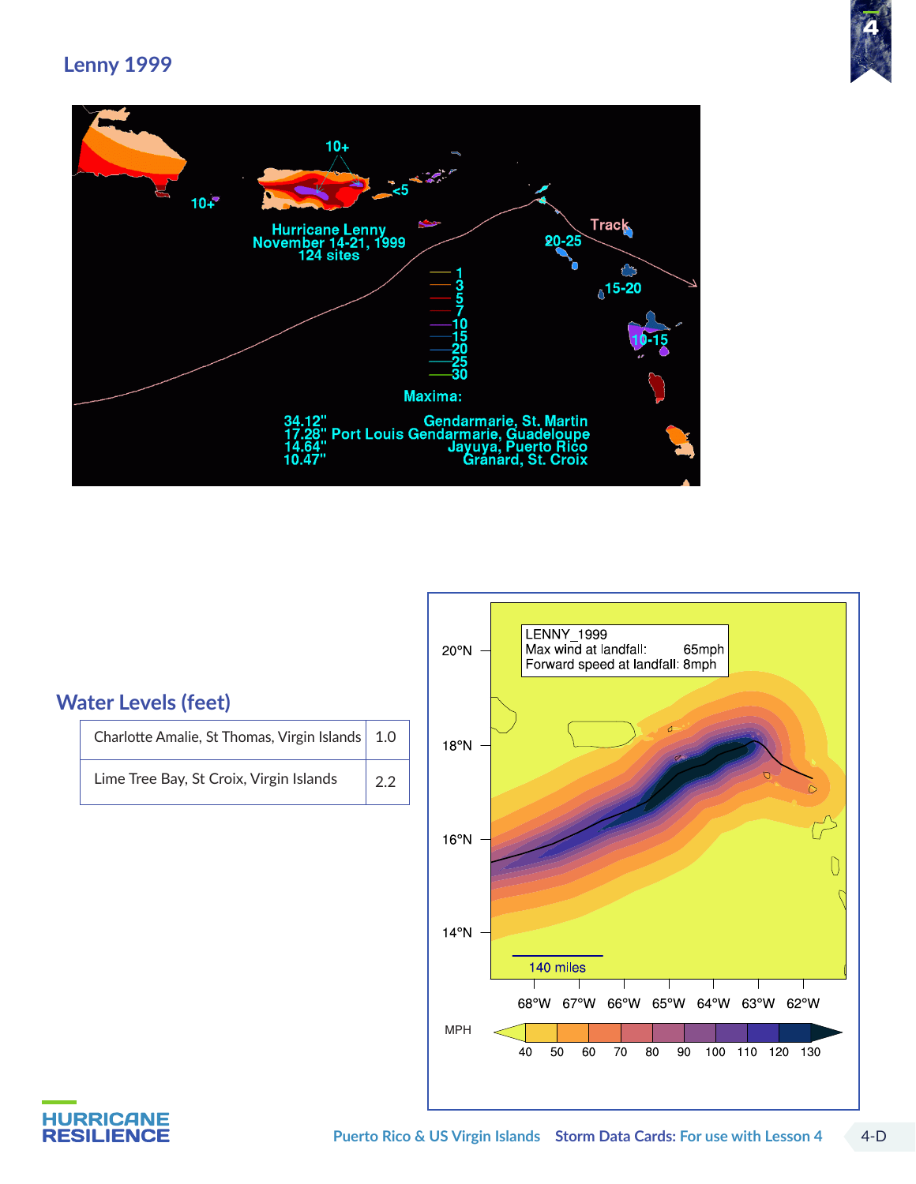## Lenny 1999

Hurricane Lenny
November 14-21, 1999
124 sites

10+
10+
<5
Track
20-25
15-20
10-15

1
3
5
7
10
15
20
25
30

Maxima:

34.12" Gendarmarie, St. Martin
17.28" Port Louis Gendarmarie, Guadeloupe
14.64" Jayuya, Puerto Rico
10.47" Granard, St. Croix

## Water Levels (feet)

| Charlotte Amalie, St Thomas, Virgin Islands | 1.0 |
|---|---|
| Lime Tree Bay, St Croix, Virgin Islands | 2.2 |

LENNY_1999
Max wind at landfall: 65mph
Forward speed at landfall: 8mph

20°N
18°N
16°N
14°N

140 miles

68°W 67°W 66°W 65°W 64°W 63°W 62°W

MPH
40 50 60 70 80 90 100 110 120 130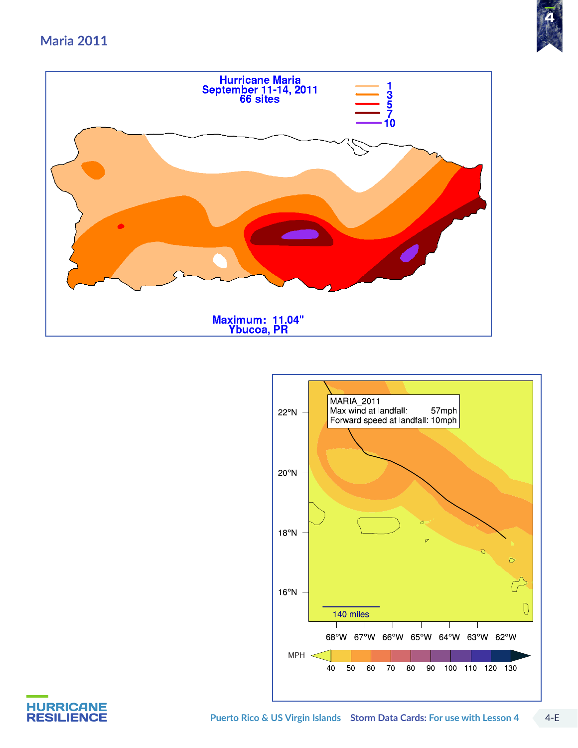# Maria 2011

Hurricane Maria
September 11-14, 2011
66 sites

1
3
5
7
10

Maximum: 11.04"
Ybucoa, PR

MARIA_2011
Max wind at landfall: 57mph
Forward speed at landfall: 10mph

22°N
20°N
18°N
16°N

140 miles

68°W 67°W 66°W 65°W 64°W 63°W 62°W

MPH
40 50 60 70 80 90 100 110 120 130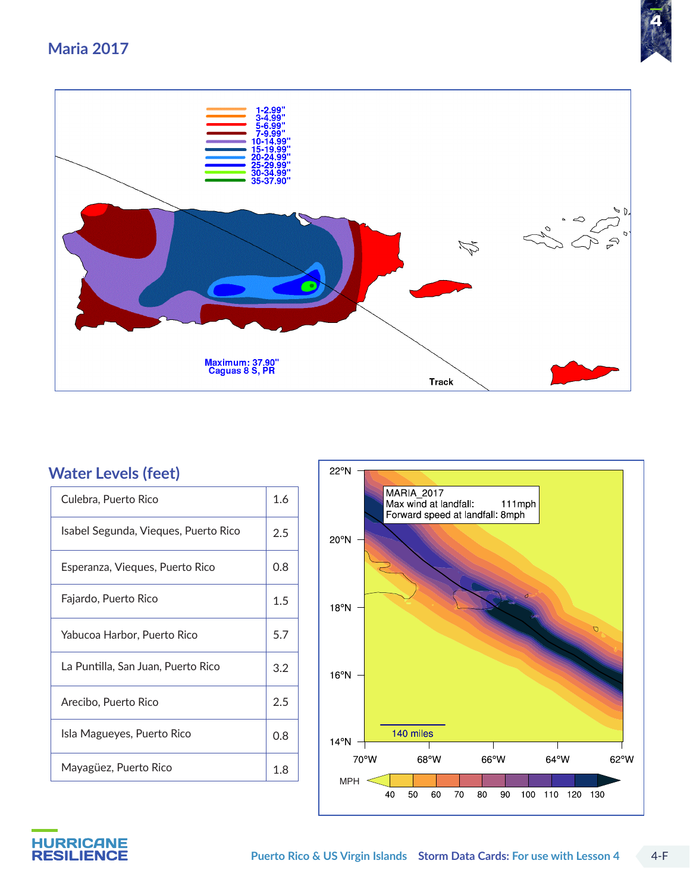## Maria 2017

1-2.99"
3-4.99"
5-6.99"
7-9.99"
10-14.99"
15-19.99"
20-24.99"
25-29.99"
30-34.99"
35-37.90"

Maximum: 37.90"
Caguas 8 S, PR

Track

## Water Levels (feet)

| | |
|---|---|
| Culebra, Puerto Rico | 1.6 |
| Isabel Segunda, Vieques, Puerto Rico | 2.5 |
| Esperanza, Vieques, Puerto Rico | 0.8 |
| Fajardo, Puerto Rico | 1.5 |
| Yabucoa Harbor, Puerto Rico | 5.7 |
| La Puntilla, San Juan, Puerto Rico | 3.2 |
| Arecibo, Puerto Rico | 2.5 |
| Isla Magueyes, Puerto Rico | 0.8 |
| Mayagüez, Puerto Rico | 1.8 |

MARIA_2017
Max wind at landfall: 111mph
Forward speed at landfall: 8mph

22°N
20°N
18°N
16°N
14°N

140 miles

70°W 68°W 66°W 64°W 62°W

MPH
40 50 60 70 80 90 100 110 120 130